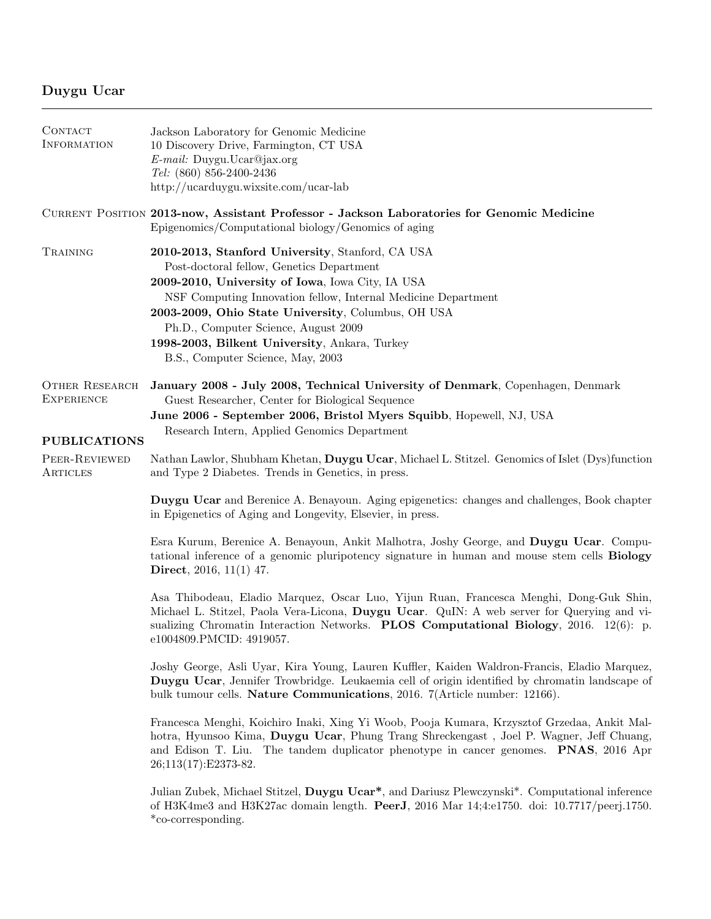# Duygu Ucar

---

## Contact Information

Jackson Laboratory for Genomic Medicine
10 Discovery Drive, Farmington, CT USA
*E-mail:* Duygu.Ucar@jax.org
*Tel:* (860) 856-2400-2436
http://ucarduygu.wixsite.com/ucar-lab

## Current Position

**2013-now, Assistant Professor - Jackson Laboratories for Genomic Medicine**
Epigenomics/Computational biology/Genomics of aging

## Training

**2010-2013, Stanford University**, Stanford, CA USA
Post-doctoral fellow, Genetics Department

**2009-2010, University of Iowa**, Iowa City, IA USA
NSF Computing Innovation fellow, Internal Medicine Department

**2003-2009, Ohio State University**, Columbus, OH USA
Ph.D., Computer Science, August 2009

**1998-2003, Bilkent University**, Ankara, Turkey
B.S., Computer Science, May, 2003

## Other Research Experience

**January 2008 - July 2008, Technical University of Denmark**, Copenhagen, Denmark
Guest Researcher, Center for Biological Sequence

**June 2006 - September 2006, Bristol Myers Squibb**, Hopewell, NJ, USA
Research Intern, Applied Genomics Department

# PUBLICATIONS

## Peer-Reviewed Articles

Nathan Lawlor, Shubham Khetan, **Duygu Ucar**, Michael L. Stitzel. Genomics of Islet (Dys)function and Type 2 Diabetes. Trends in Genetics, in press.

**Duygu Ucar** and Berenice A. Benayoun. Aging epigenetics: changes and challenges, Book chapter in Epigenetics of Aging and Longevity, Elsevier, in press.

Esra Kurum, Berenice A. Benayoun, Ankit Malhotra, Joshy George, and **Duygu Ucar**. Computational inference of a genomic pluripotency signature in human and mouse stem cells **Biology Direct**, 2016, 11(1) 47.

Asa Thibodeau, Eladio Marquez, Oscar Luo, Yijun Ruan, Francesca Menghi, Dong-Guk Shin, Michael L. Stitzel, Paola Vera-Licona, **Duygu Ucar**. QuIN: A web server for Querying and visualizing Chromatin Interaction Networks. **PLOS Computational Biology**, 2016. 12(6): p. e1004809.PMCID: 4919057.

Joshy George, Asli Uyar, Kira Young, Lauren Kuffler, Kaiden Waldron-Francis, Eladio Marquez, **Duygu Ucar**, Jennifer Trowbridge. Leukaemia cell of origin identified by chromatin landscape of bulk tumour cells. **Nature Communications**, 2016. 7(Article number: 12166).

Francesca Menghi, Koichiro Inaki, Xing Yi Woob, Pooja Kumara, Krzysztof Grzedaa, Ankit Malhotra, Hyunsoo Kima, **Duygu Ucar**, Phung Trang Shreckengast , Joel P. Wagner, Jeff Chuang, and Edison T. Liu. The tandem duplicator phenotype in cancer genomes. **PNAS**, 2016 Apr 26;113(17):E2373-82.

Julian Zubek, Michael Stitzel, **Duygu Ucar***, and Dariusz Plewczynski*. Computational inference of H3K4me3 and H3K27ac domain length. **PeerJ**, 2016 Mar 14;4:e1750. doi: 10.7717/peerj.1750. *co-corresponding.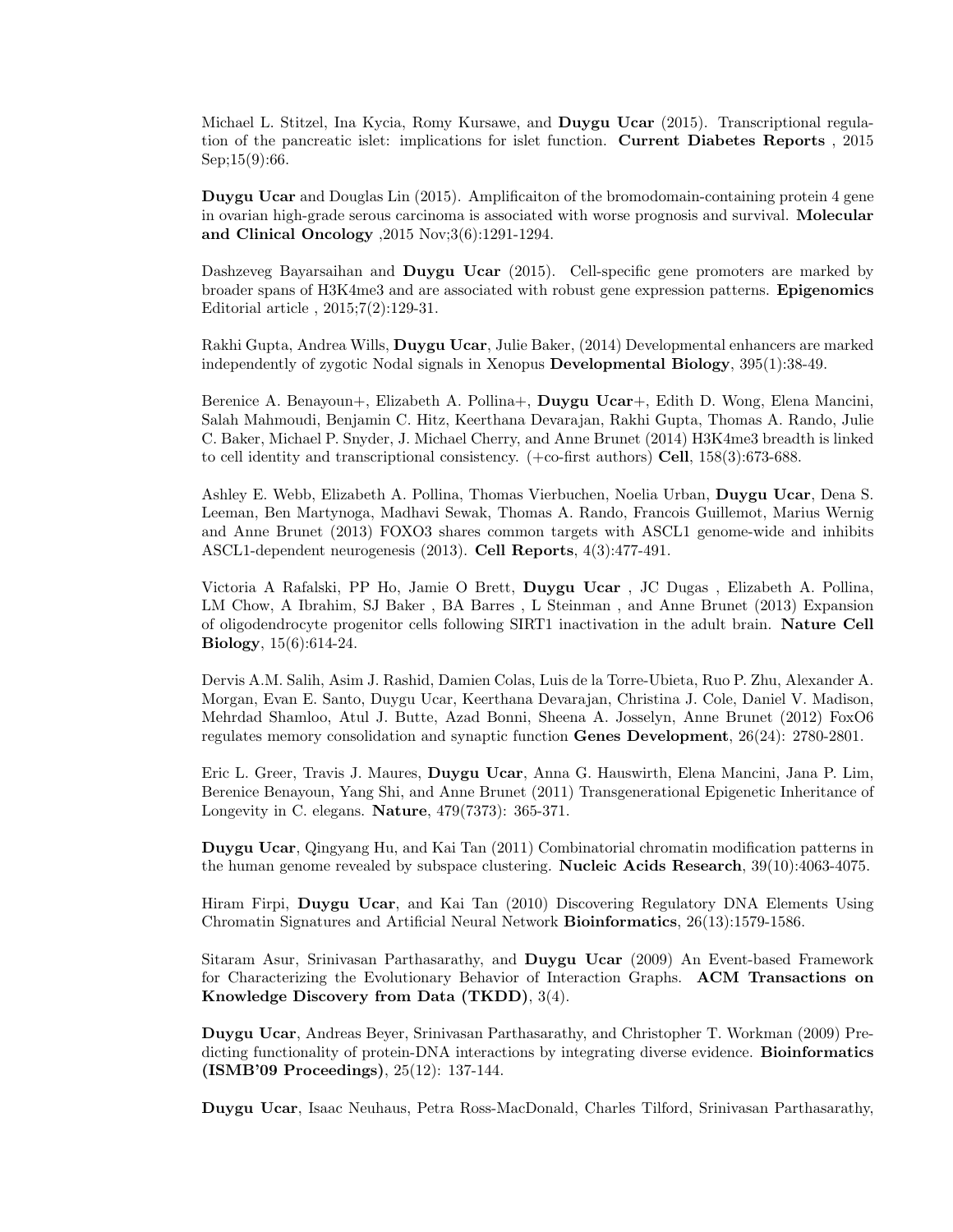Michael L. Stitzel, Ina Kycia, Romy Kursawe, and **Duygu Ucar** (2015). Transcriptional regulation of the pancreatic islet: implications for islet function. **Current Diabetes Reports** , 2015 Sep;15(9):66.

**Duygu Ucar** and Douglas Lin (2015). Amplificaiton of the bromodomain-containing protein 4 gene in ovarian high-grade serous carcinoma is associated with worse prognosis and survival. **Molecular and Clinical Oncology** ,2015 Nov;3(6):1291-1294.

Dashzeveg Bayarsaihan and **Duygu Ucar** (2015). Cell-specific gene promoters are marked by broader spans of H3K4me3 and are associated with robust gene expression patterns. **Epigenomics** Editorial article , 2015;7(2):129-31.

Rakhi Gupta, Andrea Wills, **Duygu Ucar**, Julie Baker, (2014) Developmental enhancers are marked independently of zygotic Nodal signals in Xenopus **Developmental Biology**, 395(1):38-49.

Berenice A. Benayoun+, Elizabeth A. Pollina+, **Duygu Ucar**+, Edith D. Wong, Elena Mancini, Salah Mahmoudi, Benjamin C. Hitz, Keerthana Devarajan, Rakhi Gupta, Thomas A. Rando, Julie C. Baker, Michael P. Snyder, J. Michael Cherry, and Anne Brunet (2014) H3K4me3 breadth is linked to cell identity and transcriptional consistency. (+co-first authors) **Cell**, 158(3):673-688.

Ashley E. Webb, Elizabeth A. Pollina, Thomas Vierbuchen, Noelia Urban, **Duygu Ucar**, Dena S. Leeman, Ben Martynoga, Madhavi Sewak, Thomas A. Rando, Francois Guillemot, Marius Wernig and Anne Brunet (2013) FOXO3 shares common targets with ASCL1 genome-wide and inhibits ASCL1-dependent neurogenesis (2013). **Cell Reports**, 4(3):477-491.

Victoria A Rafalski, PP Ho, Jamie O Brett, **Duygu Ucar** , JC Dugas , Elizabeth A. Pollina, LM Chow, A Ibrahim, SJ Baker , BA Barres , L Steinman , and Anne Brunet (2013) Expansion of oligodendrocyte progenitor cells following SIRT1 inactivation in the adult brain. **Nature Cell Biology**, 15(6):614-24.

Dervis A.M. Salih, Asim J. Rashid, Damien Colas, Luis de la Torre-Ubieta, Ruo P. Zhu, Alexander A. Morgan, Evan E. Santo, Duygu Ucar, Keerthana Devarajan, Christina J. Cole, Daniel V. Madison, Mehrdad Shamloo, Atul J. Butte, Azad Bonni, Sheena A. Josselyn, Anne Brunet (2012) FoxO6 regulates memory consolidation and synaptic function **Genes Development**, 26(24): 2780-2801.

Eric L. Greer, Travis J. Maures, **Duygu Ucar**, Anna G. Hauswirth, Elena Mancini, Jana P. Lim, Berenice Benayoun, Yang Shi, and Anne Brunet (2011) Transgenerational Epigenetic Inheritance of Longevity in C. elegans. **Nature**, 479(7373): 365-371.

**Duygu Ucar**, Qingyang Hu, and Kai Tan (2011) Combinatorial chromatin modification patterns in the human genome revealed by subspace clustering. **Nucleic Acids Research**, 39(10):4063-4075.

Hiram Firpi, **Duygu Ucar**, and Kai Tan (2010) Discovering Regulatory DNA Elements Using Chromatin Signatures and Artificial Neural Network **Bioinformatics**, 26(13):1579-1586.

Sitaram Asur, Srinivasan Parthasarathy, and **Duygu Ucar** (2009) An Event-based Framework for Characterizing the Evolutionary Behavior of Interaction Graphs. **ACM Transactions on Knowledge Discovery from Data (TKDD)**, 3(4).

**Duygu Ucar**, Andreas Beyer, Srinivasan Parthasarathy, and Christopher T. Workman (2009) Predicting functionality of protein-DNA interactions by integrating diverse evidence. **Bioinformatics (ISMB'09 Proceedings)**, 25(12): 137-144.

**Duygu Ucar**, Isaac Neuhaus, Petra Ross-MacDonald, Charles Tilford, Srinivasan Parthasarathy,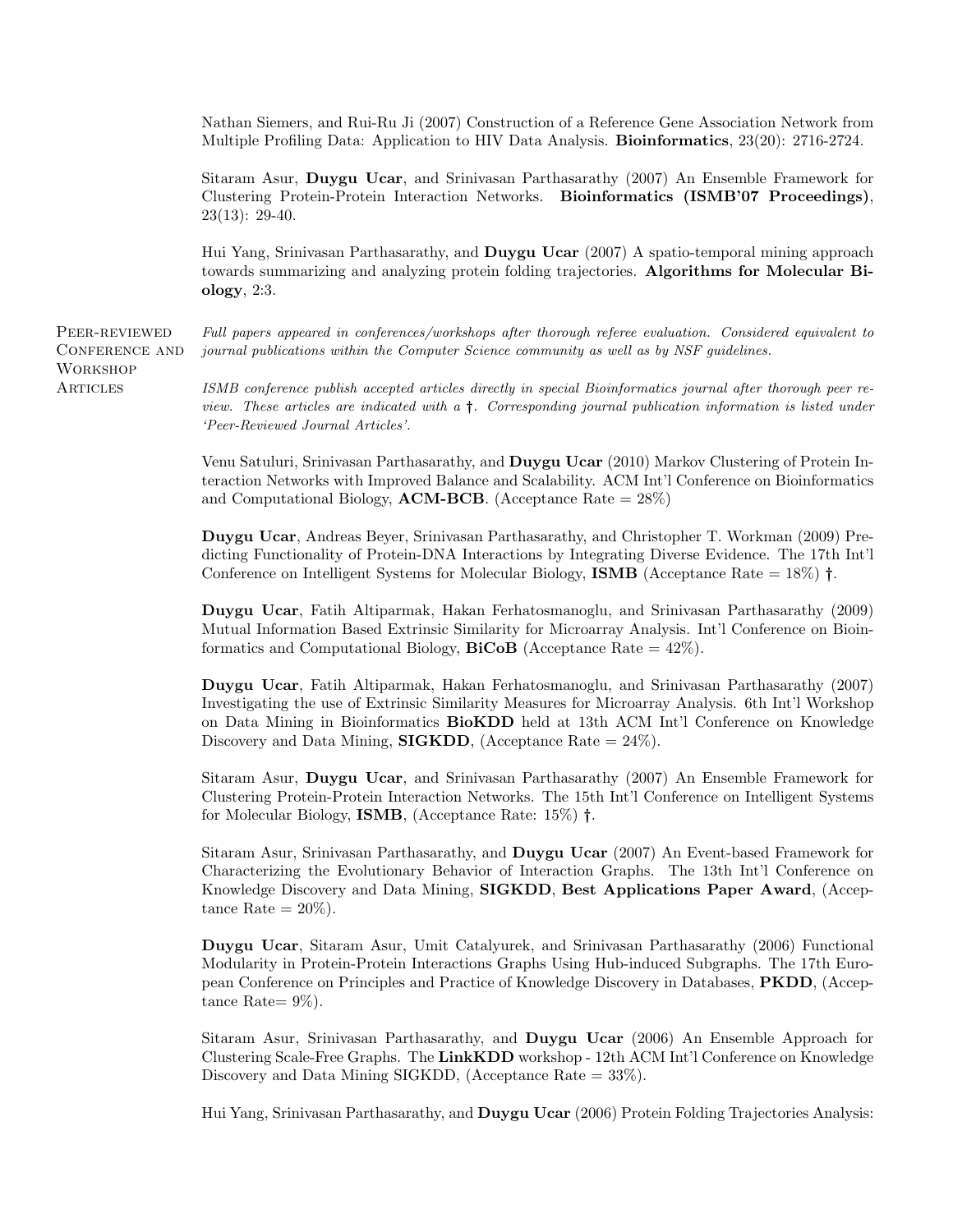Nathan Siemers, and Rui-Ru Ji (2007) Construction of a Reference Gene Association Network from Multiple Profiling Data: Application to HIV Data Analysis. **Bioinformatics**, 23(20): 2716-2724.

Sitaram Asur, **Duygu Ucar**, and Srinivasan Parthasarathy (2007) An Ensemble Framework for Clustering Protein-Protein Interaction Networks. **Bioinformatics (ISMB'07 Proceedings)**, 23(13): 29-40.

Hui Yang, Srinivasan Parthasarathy, and **Duygu Ucar** (2007) A spatio-temporal mining approach towards summarizing and analyzing protein folding trajectories. **Algorithms for Molecular Biology**, 2:3.

## Peer-reviewed Conference and Workshop Articles

*Full papers appeared in conferences/workshops after thorough referee evaluation. Considered equivalent to journal publications within the Computer Science community as well as by NSF guidelines.*

*ISMB conference publish accepted articles directly in special Bioinformatics journal after thorough peer review. These articles are indicated with a* **†**. *Corresponding journal publication information is listed under 'Peer-Reviewed Journal Articles'.*

Venu Satuluri, Srinivasan Parthasarathy, and **Duygu Ucar** (2010) Markov Clustering of Protein Interaction Networks with Improved Balance and Scalability. ACM Int'l Conference on Bioinformatics and Computational Biology, **ACM-BCB**. (Acceptance Rate = 28%)

**Duygu Ucar**, Andreas Beyer, Srinivasan Parthasarathy, and Christopher T. Workman (2009) Predicting Functionality of Protein-DNA Interactions by Integrating Diverse Evidence. The 17th Int'l Conference on Intelligent Systems for Molecular Biology, **ISMB** (Acceptance Rate = 18%) **†**.

**Duygu Ucar**, Fatih Altiparmak, Hakan Ferhatosmanoglu, and Srinivasan Parthasarathy (2009) Mutual Information Based Extrinsic Similarity for Microarray Analysis. Int'l Conference on Bioinformatics and Computational Biology, **BiCoB** (Acceptance Rate = 42%).

**Duygu Ucar**, Fatih Altiparmak, Hakan Ferhatosmanoglu, and Srinivasan Parthasarathy (2007) Investigating the use of Extrinsic Similarity Measures for Microarray Analysis. 6th Int'l Workshop on Data Mining in Bioinformatics **BioKDD** held at 13th ACM Int'l Conference on Knowledge Discovery and Data Mining, **SIGKDD**, (Acceptance Rate = 24%).

Sitaram Asur, **Duygu Ucar**, and Srinivasan Parthasarathy (2007) An Ensemble Framework for Clustering Protein-Protein Interaction Networks. The 15th Int'l Conference on Intelligent Systems for Molecular Biology, **ISMB**, (Acceptance Rate: 15%) **†**.

Sitaram Asur, Srinivasan Parthasarathy, and **Duygu Ucar** (2007) An Event-based Framework for Characterizing the Evolutionary Behavior of Interaction Graphs. The 13th Int'l Conference on Knowledge Discovery and Data Mining, **SIGKDD**, **Best Applications Paper Award**, (Acceptance Rate = 20%).

**Duygu Ucar**, Sitaram Asur, Umit Catalyurek, and Srinivasan Parthasarathy (2006) Functional Modularity in Protein-Protein Interactions Graphs Using Hub-induced Subgraphs. The 17th European Conference on Principles and Practice of Knowledge Discovery in Databases, **PKDD**, (Acceptance Rate= 9%).

Sitaram Asur, Srinivasan Parthasarathy, and **Duygu Ucar** (2006) An Ensemble Approach for Clustering Scale-Free Graphs. The **LinkKDD** workshop - 12th ACM Int'l Conference on Knowledge Discovery and Data Mining SIGKDD, (Acceptance Rate = 33%).

Hui Yang, Srinivasan Parthasarathy, and **Duygu Ucar** (2006) Protein Folding Trajectories Analysis: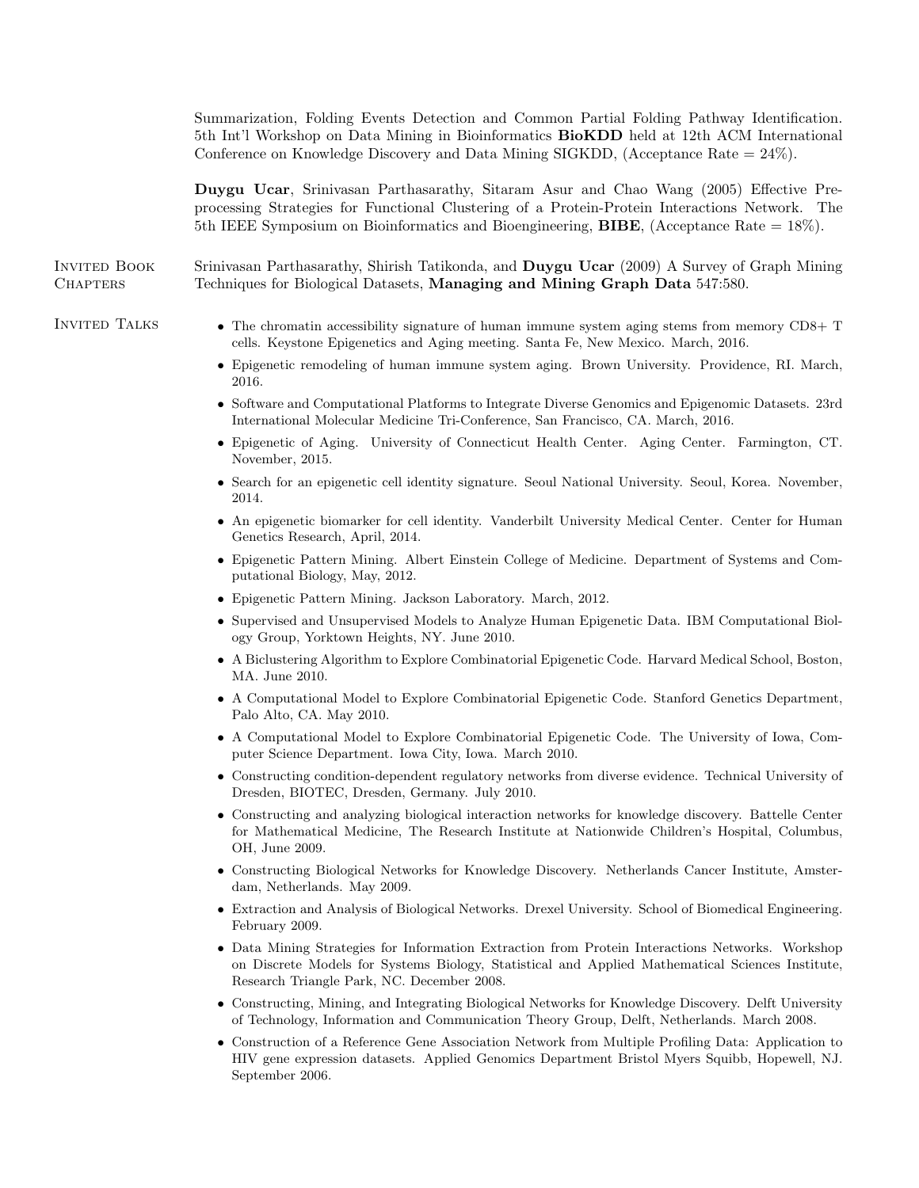Summarization, Folding Events Detection and Common Partial Folding Pathway Identification. 5th Int'l Workshop on Data Mining in Bioinformatics **BioKDD** held at 12th ACM International Conference on Knowledge Discovery and Data Mining SIGKDD, (Acceptance Rate = 24%).

**Duygu Ucar**, Srinivasan Parthasarathy, Sitaram Asur and Chao Wang (2005) Effective Preprocessing Strategies for Functional Clustering of a Protein-Protein Interactions Network. The 5th IEEE Symposium on Bioinformatics and Bioengineering, **BIBE**, (Acceptance Rate = 18%).

## Invited Book Chapters

Srinivasan Parthasarathy, Shirish Tatikonda, and **Duygu Ucar** (2009) A Survey of Graph Mining Techniques for Biological Datasets, **Managing and Mining Graph Data** 547:580.

## Invited Talks

- The chromatin accessibility signature of human immune system aging stems from memory CD8+ T cells. Keystone Epigenetics and Aging meeting. Santa Fe, New Mexico. March, 2016.
- Epigenetic remodeling of human immune system aging. Brown University. Providence, RI. March, 2016.
- Software and Computational Platforms to Integrate Diverse Genomics and Epigenomic Datasets. 23rd International Molecular Medicine Tri-Conference, San Francisco, CA. March, 2016.
- Epigenetic of Aging. University of Connecticut Health Center. Aging Center. Farmington, CT. November, 2015.
- Search for an epigenetic cell identity signature. Seoul National University. Seoul, Korea. November, 2014.
- An epigenetic biomarker for cell identity. Vanderbilt University Medical Center. Center for Human Genetics Research, April, 2014.
- Epigenetic Pattern Mining. Albert Einstein College of Medicine. Department of Systems and Computational Biology, May, 2012.
- Epigenetic Pattern Mining. Jackson Laboratory. March, 2012.
- Supervised and Unsupervised Models to Analyze Human Epigenetic Data. IBM Computational Biology Group, Yorktown Heights, NY. June 2010.
- A Biclustering Algorithm to Explore Combinatorial Epigenetic Code. Harvard Medical School, Boston, MA. June 2010.
- A Computational Model to Explore Combinatorial Epigenetic Code. Stanford Genetics Department, Palo Alto, CA. May 2010.
- A Computational Model to Explore Combinatorial Epigenetic Code. The University of Iowa, Computer Science Department. Iowa City, Iowa. March 2010.
- Constructing condition-dependent regulatory networks from diverse evidence. Technical University of Dresden, BIOTEC, Dresden, Germany. July 2010.
- Constructing and analyzing biological interaction networks for knowledge discovery. Battelle Center for Mathematical Medicine, The Research Institute at Nationwide Children's Hospital, Columbus, OH, June 2009.
- Constructing Biological Networks for Knowledge Discovery. Netherlands Cancer Institute, Amsterdam, Netherlands. May 2009.
- Extraction and Analysis of Biological Networks. Drexel University. School of Biomedical Engineering. February 2009.
- Data Mining Strategies for Information Extraction from Protein Interactions Networks. Workshop on Discrete Models for Systems Biology, Statistical and Applied Mathematical Sciences Institute, Research Triangle Park, NC. December 2008.
- Constructing, Mining, and Integrating Biological Networks for Knowledge Discovery. Delft University of Technology, Information and Communication Theory Group, Delft, Netherlands. March 2008.
- Construction of a Reference Gene Association Network from Multiple Profiling Data: Application to HIV gene expression datasets. Applied Genomics Department Bristol Myers Squibb, Hopewell, NJ. September 2006.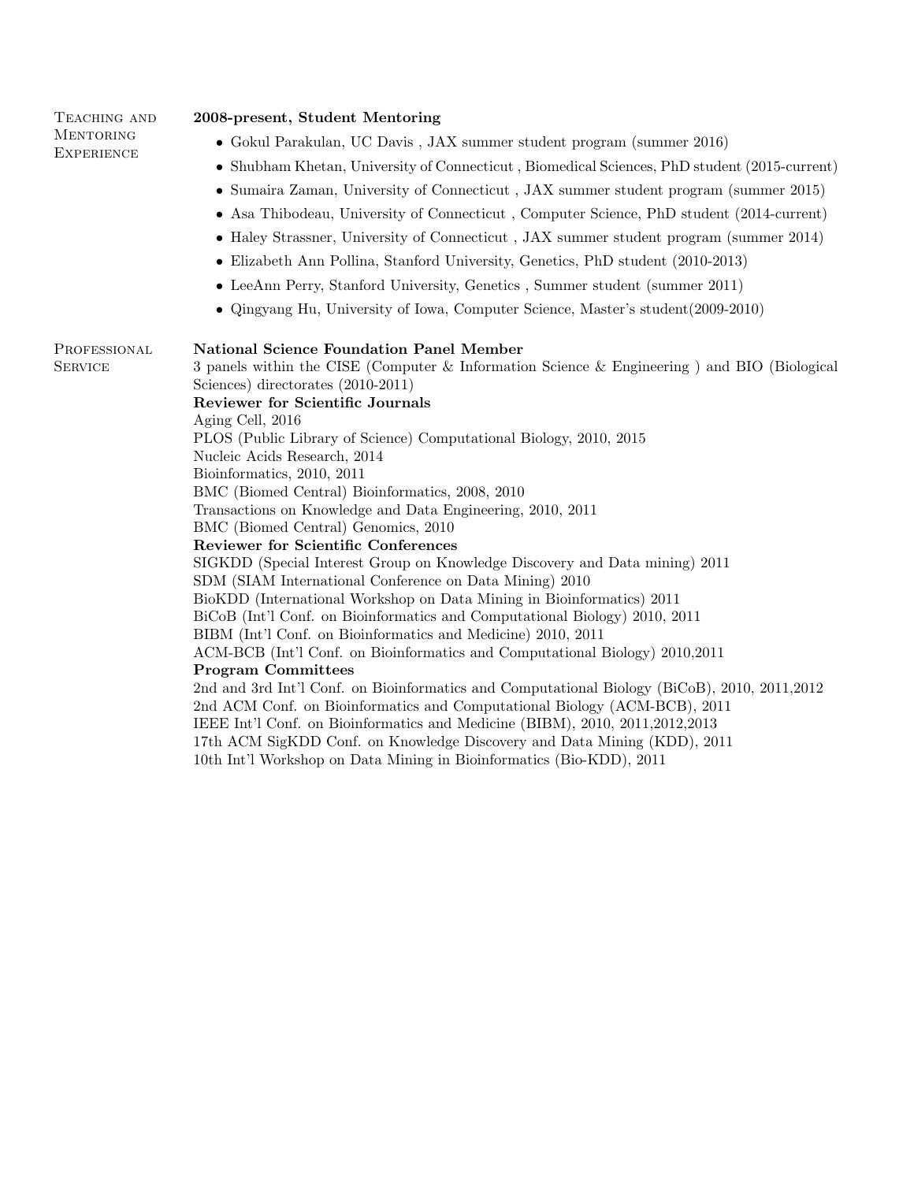## Teaching and Mentoring Experience

**2008-present, Student Mentoring**

- Gokul Parakulan, UC Davis , JAX summer student program (summer 2016)
- Shubham Khetan, University of Connecticut , Biomedical Sciences, PhD student (2015-current)
- Sumaira Zaman, University of Connecticut , JAX summer student program (summer 2015)
- Asa Thibodeau, University of Connecticut , Computer Science, PhD student (2014-current)
- Haley Strassner, University of Connecticut , JAX summer student program (summer 2014)
- Elizabeth Ann Pollina, Stanford University, Genetics, PhD student (2010-2013)
- LeeAnn Perry, Stanford University, Genetics , Summer student (summer 2011)
- Qingyang Hu, University of Iowa, Computer Science, Master's student(2009-2010)

## Professional Service

**National Science Foundation Panel Member**
3 panels within the CISE (Computer & Information Science & Engineering ) and BIO (Biological Sciences) directorates (2010-2011)

**Reviewer for Scientific Journals**
Aging Cell, 2016
PLOS (Public Library of Science) Computational Biology, 2010, 2015
Nucleic Acids Research, 2014
Bioinformatics, 2010, 2011
BMC (Biomed Central) Bioinformatics, 2008, 2010
Transactions on Knowledge and Data Engineering, 2010, 2011
BMC (Biomed Central) Genomics, 2010

**Reviewer for Scientific Conferences**
SIGKDD (Special Interest Group on Knowledge Discovery and Data mining) 2011
SDM (SIAM International Conference on Data Mining) 2010
BioKDD (International Workshop on Data Mining in Bioinformatics) 2011
BiCoB (Int'l Conf. on Bioinformatics and Computational Biology) 2010, 2011
BIBM (Int'l Conf. on Bioinformatics and Medicine) 2010, 2011
ACM-BCB (Int'l Conf. on Bioinformatics and Computational Biology) 2010,2011

**Program Committees**
2nd and 3rd Int'l Conf. on Bioinformatics and Computational Biology (BiCoB), 2010, 2011,2012
2nd ACM Conf. on Bioinformatics and Computational Biology (ACM-BCB), 2011
IEEE Int'l Conf. on Bioinformatics and Medicine (BIBM), 2010, 2011,2012,2013
17th ACM SigKDD Conf. on Knowledge Discovery and Data Mining (KDD), 2011
10th Int'l Workshop on Data Mining in Bioinformatics (Bio-KDD), 2011